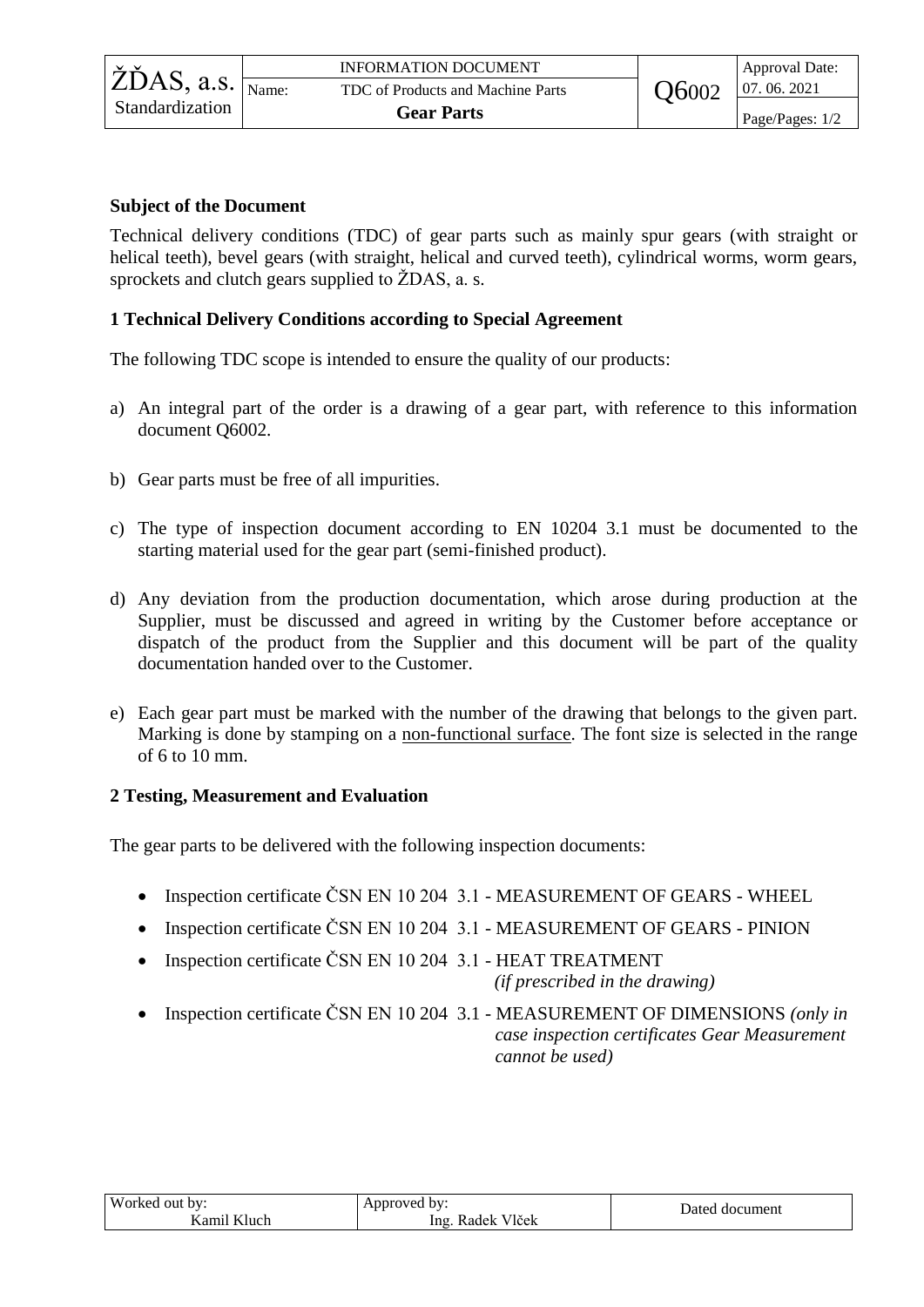## Subject of the Document

Technical delivery conditions (TDC) of gear parts such as mainly spur gears (with straight or helical teeth), bevel gears (with straight, helical and curved teeth), cylindrical worms, worm gears, sprockets and clutch gears supplied to ŽDAS, a. s.

## 1 Technical Delivery Conditions according to Special Agreement

The following TDC scope is intended to ensure the quality of our products:

a) An integral part of the order is a drawing of a gear part, with reference to this information document Q6002.

b) Gear parts must be free of all impurities.

c) The type of inspection document according to EN 10204 3.1 must be documented to the starting material used for the gear part (semi-finished product).

d) Any deviation from the production documentation, which arose during production at the Supplier, must be discussed and agreed in writing by the Customer before acceptance or dispatch of the product from the Supplier and this document will be part of the quality documentation handed over to the Customer.

e) Each gear part must be marked with the number of the drawing that belongs to the given part. Marking is done by stamping on a <u>non-functional surface</u>. The font size is selected in the range of 6 to 10 mm.

## 2 Testing, Measurement and Evaluation

The gear parts to be delivered with the following inspection documents:

- Inspection certificate ČSN EN 10 204 3.1 - MEASUREMENT OF GEARS - WHEEL
- Inspection certificate ČSN EN 10 204 3.1 - MEASUREMENT OF GEARS - PINION
- Inspection certificate ČSN EN 10 204 3.1 - HEAT TREATMENT *(if prescribed in the drawing)*
- Inspection certificate ČSN EN 10 204 3.1 - MEASUREMENT OF DIMENSIONS *(only in case inspection certificates Gear Measurement cannot be used)*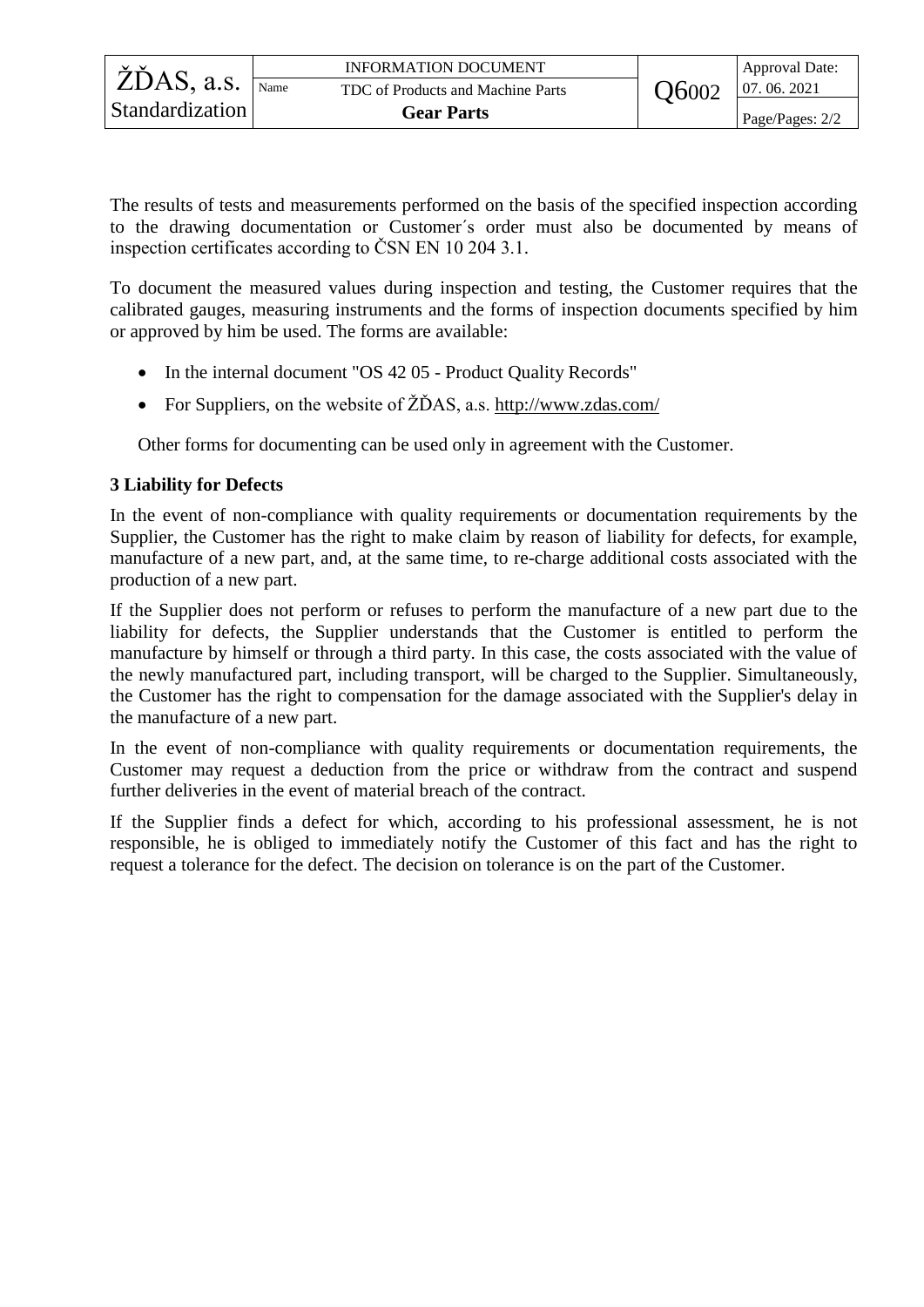The results of tests and measurements performed on the basis of the specified inspection according to the drawing documentation or Customer´s order must also be documented by means of inspection certificates according to ČSN EN 10 204 3.1.

To document the measured values during inspection and testing, the Customer requires that the calibrated gauges, measuring instruments and the forms of inspection documents specified by him or approved by him be used. The forms are available:

- In the internal document "OS 42 05 - Product Quality Records"
- For Suppliers, on the website of ŽĎAS, a.s. http://www.zdas.com/

Other forms for documenting can be used only in agreement with the Customer.

### 3 Liability for Defects

In the event of non-compliance with quality requirements or documentation requirements by the Supplier, the Customer has the right to make claim by reason of liability for defects, for example, manufacture of a new part, and, at the same time, to re-charge additional costs associated with the production of a new part.

If the Supplier does not perform or refuses to perform the manufacture of a new part due to the liability for defects, the Supplier understands that the Customer is entitled to perform the manufacture by himself or through a third party. In this case, the costs associated with the value of the newly manufactured part, including transport, will be charged to the Supplier. Simultaneously, the Customer has the right to compensation for the damage associated with the Supplier's delay in the manufacture of a new part.

In the event of non-compliance with quality requirements or documentation requirements, the Customer may request a deduction from the price or withdraw from the contract and suspend further deliveries in the event of material breach of the contract.

If the Supplier finds a defect for which, according to his professional assessment, he is not responsible, he is obliged to immediately notify the Customer of this fact and has the right to request a tolerance for the defect. The decision on tolerance is on the part of the Customer.